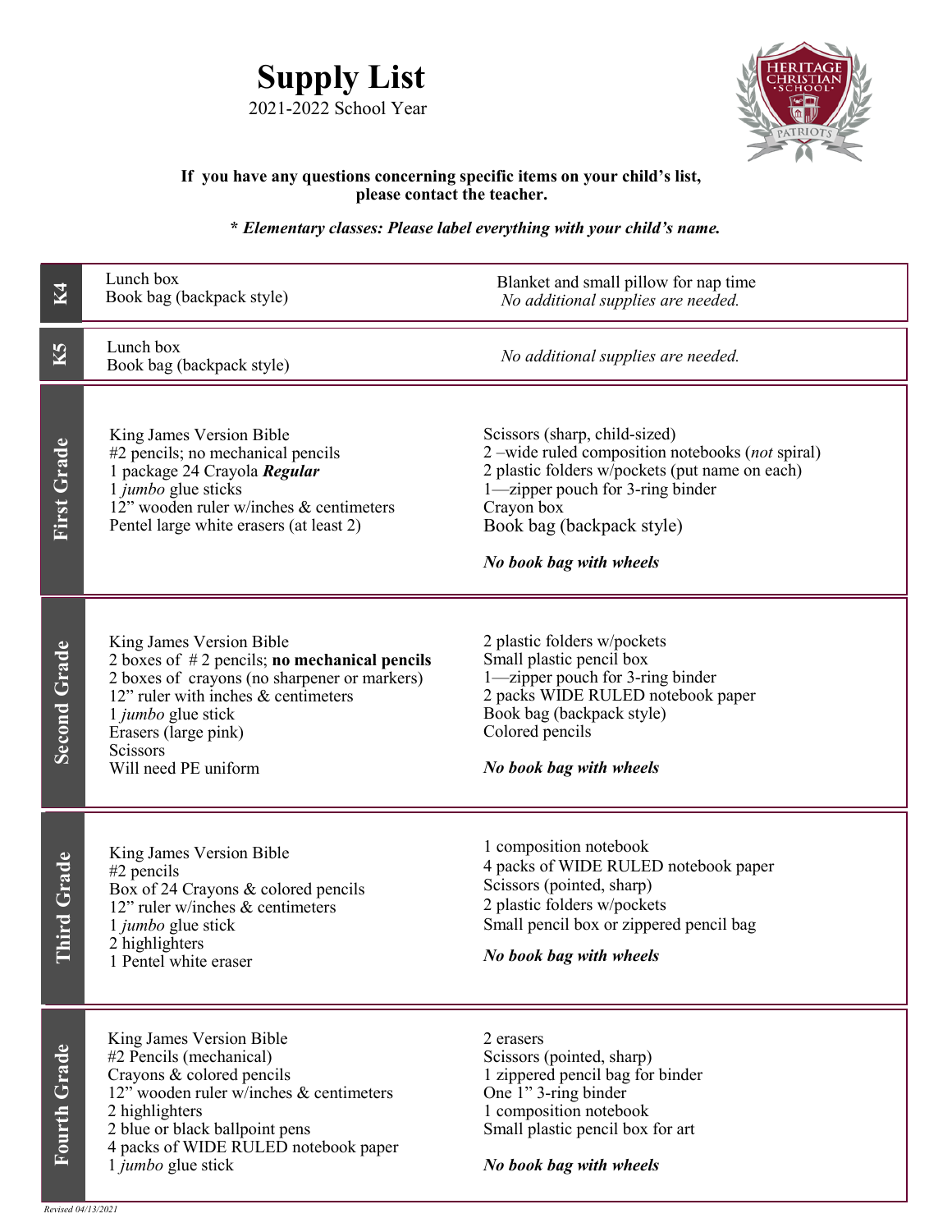# Supply List

2021-2022 School Year

**If you have any questions concerning specific items on your child's list, please contact the teacher.**

***\* Elementary classes: Please label everything with your child's name.***

## K4

Lunch box
Book bag (backpack style)

Blanket and small pillow for nap time
*No additional supplies are needed.*

## K5

Lunch box
Book bag (backpack style)

*No additional supplies are needed.*

## First Grade

King James Version Bible
#2 pencils; no mechanical pencils
1 package 24 Crayola ***Regular***
1 *jumbo* glue sticks
12" wooden ruler w/inches & centimeters
Pentel large white erasers (at least 2)

Scissors (sharp, child-sized)
2 –wide ruled composition notebooks (*not* spiral)
2 plastic folders w/pockets (put name on each)
1—zipper pouch for 3-ring binder
Crayon box
Book bag (backpack style)

***No book bag with wheels***

## Second Grade

King James Version Bible
2 boxes of # 2 pencils; **no mechanical pencils**
2 boxes of crayons (no sharpener or markers)
12" ruler with inches & centimeters
1 *jumbo* glue stick
Erasers (large pink)
Scissors
Will need PE uniform

2 plastic folders w/pockets
Small plastic pencil box
1—zipper pouch for 3-ring binder
2 packs WIDE RULED notebook paper
Book bag (backpack style)
Colored pencils

***No book bag with wheels***

## Third Grade

King James Version Bible
#2 pencils
Box of 24 Crayons & colored pencils
12" ruler w/inches & centimeters
1 *jumbo* glue stick
2 highlighters
1 Pentel white eraser

1 composition notebook
4 packs of WIDE RULED notebook paper
Scissors (pointed, sharp)
2 plastic folders w/pockets
Small pencil box or zippered pencil bag

***No book bag with wheels***

## Fourth Grade

King James Version Bible
#2 Pencils (mechanical)
Crayons & colored pencils
12" wooden ruler w/inches & centimeters
2 highlighters
2 blue or black ballpoint pens
4 packs of WIDE RULED notebook paper
1 *jumbo* glue stick

2 erasers
Scissors (pointed, sharp)
1 zippered pencil bag for binder
One 1" 3-ring binder
1 composition notebook
Small plastic pencil box for art

***No book bag with wheels***

*Revised 04/13/2021*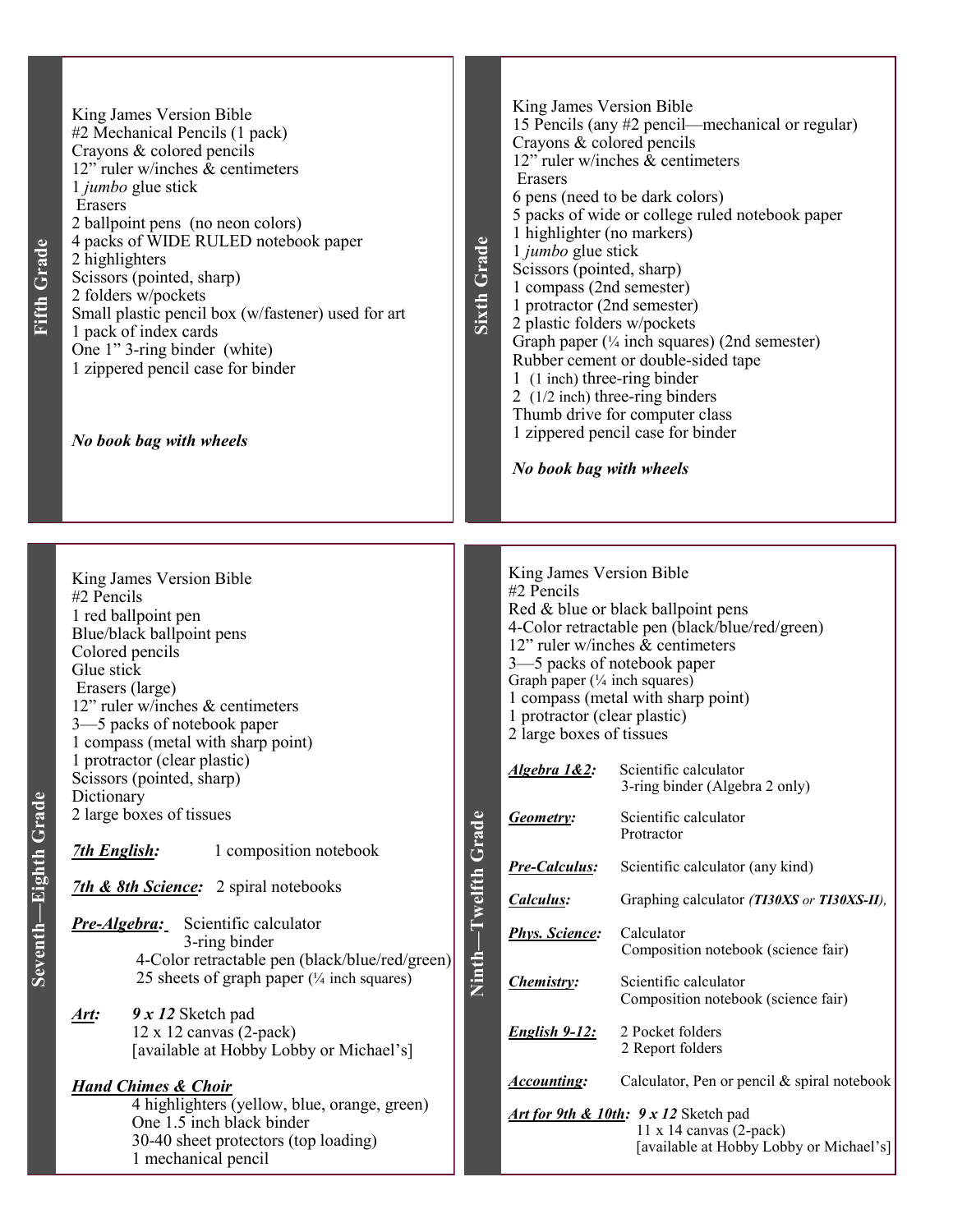## Fifth Grade

King James Version Bible
#2 Mechanical Pencils (1 pack)
Crayons & colored pencils
12" ruler w/inches & centimeters
1 *jumbo* glue stick
Erasers
2 ballpoint pens (no neon colors)
4 packs of WIDE RULED notebook paper
2 highlighters
Scissors (pointed, sharp)
2 folders w/pockets
Small plastic pencil box (w/fastener) used for art
1 pack of index cards
One 1" 3-ring binder (white)
1 zippered pencil case for binder

***No book bag with wheels***

## Sixth Grade

King James Version Bible
15 Pencils (any #2 pencil—mechanical or regular)
Crayons & colored pencils
12" ruler w/inches & centimeters
Erasers
6 pens (need to be dark colors)
5 packs of wide or college ruled notebook paper
1 highlighter (no markers)
1 *jumbo* glue stick
Scissors (pointed, sharp)
1 compass (2nd semester)
1 protractor (2nd semester)
2 plastic folders w/pockets
Graph paper (¼ inch squares) (2nd semester)
Rubber cement or double-sided tape
1 (1 inch) three-ring binder
2 (1/2 inch) three-ring binders
Thumb drive for computer class
1 zippered pencil case for binder

***No book bag with wheels***

## Seventh—Eighth Grade

King James Version Bible
#2 Pencils
1 red ballpoint pen
Blue/black ballpoint pens
Colored pencils
Glue stick
Erasers (large)
12" ruler w/inches & centimeters
3—5 packs of notebook paper
1 compass (metal with sharp point)
1 protractor (clear plastic)
Scissors (pointed, sharp)
Dictionary
2 large boxes of tissues

***7th English:*** 1 composition notebook

***7th & 8th Science:*** 2 spiral notebooks

***Pre-Algebra:*** Scientific calculator
3-ring binder
4-Color retractable pen (black/blue/red/green)
25 sheets of graph paper (¼ inch squares)

***Art:*** ***9 x 12*** Sketch pad
12 x 12 canvas (2-pack)
[available at Hobby Lobby or Michael's]

***Hand Chimes & Choir***
4 highlighters (yellow, blue, orange, green)
One 1.5 inch black binder
30-40 sheet protectors (top loading)
1 mechanical pencil

## Ninth—Twelfth Grade

King James Version Bible
#2 Pencils
Red & blue or black ballpoint pens
4-Color retractable pen (black/blue/red/green)
12" ruler w/inches & centimeters
3—5 packs of notebook paper
Graph paper (¼ inch squares)
1 compass (metal with sharp point)
1 protractor (clear plastic)
2 large boxes of tissues

***Algebra 1&2:*** Scientific calculator
3-ring binder (Algebra 2 only)

***Geometry:*** Scientific calculator
Protractor

***Pre-Calculus:*** Scientific calculator (any kind)

***Calculus:*** Graphing calculator ***(TI30XS** or **TI30XS-II)**,*

***Phys. Science:*** Calculator
Composition notebook (science fair)

***Chemistry:*** Scientific calculator
Composition notebook (science fair)

***English 9-12:*** 2 Pocket folders
2 Report folders

***Accounting:*** Calculator, Pen or pencil & spiral notebook

***Art for 9th & 10th:*** ***9 x 12*** Sketch pad
11 x 14 canvas (2-pack)
[available at Hobby Lobby or Michael's]